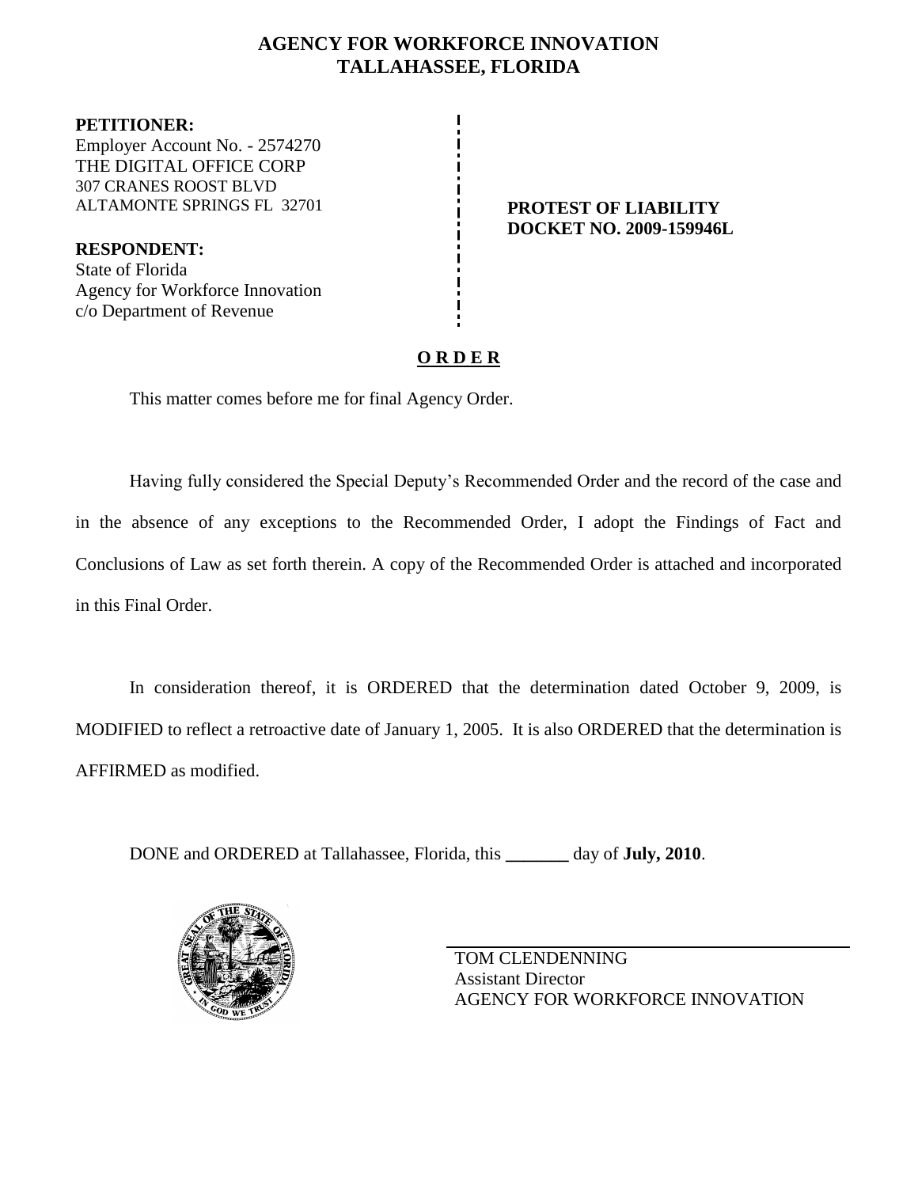# AGENCY FOR WORKFORCE INNOVATION
## TALLAHASSEE, FLORIDA

**PETITIONER:**
Employer Account No. - 2574270
THE DIGITAL OFFICE CORP
307 CRANES ROOST BLVD
ALTAMONTE SPRINGS FL 32701

**PROTEST OF LIABILITY**
**DOCKET NO. 2009-159946L**

**RESPONDENT:**
State of Florida
Agency for Workforce Innovation
c/o Department of Revenue

**O R D E R**

This matter comes before me for final Agency Order.

Having fully considered the Special Deputy's Recommended Order and the record of the case and in the absence of any exceptions to the Recommended Order, I adopt the Findings of Fact and Conclusions of Law as set forth therein. A copy of the Recommended Order is attached and incorporated in this Final Order.

In consideration thereof, it is ORDERED that the determination dated October 9, 2009, is MODIFIED to reflect a retroactive date of January 1, 2005. It is also ORDERED that the determination is AFFIRMED as modified.

DONE and ORDERED at Tallahassee, Florida, this _______ day of **July, 2010**.

TOM CLENDENNING
Assistant Director
AGENCY FOR WORKFORCE INNOVATION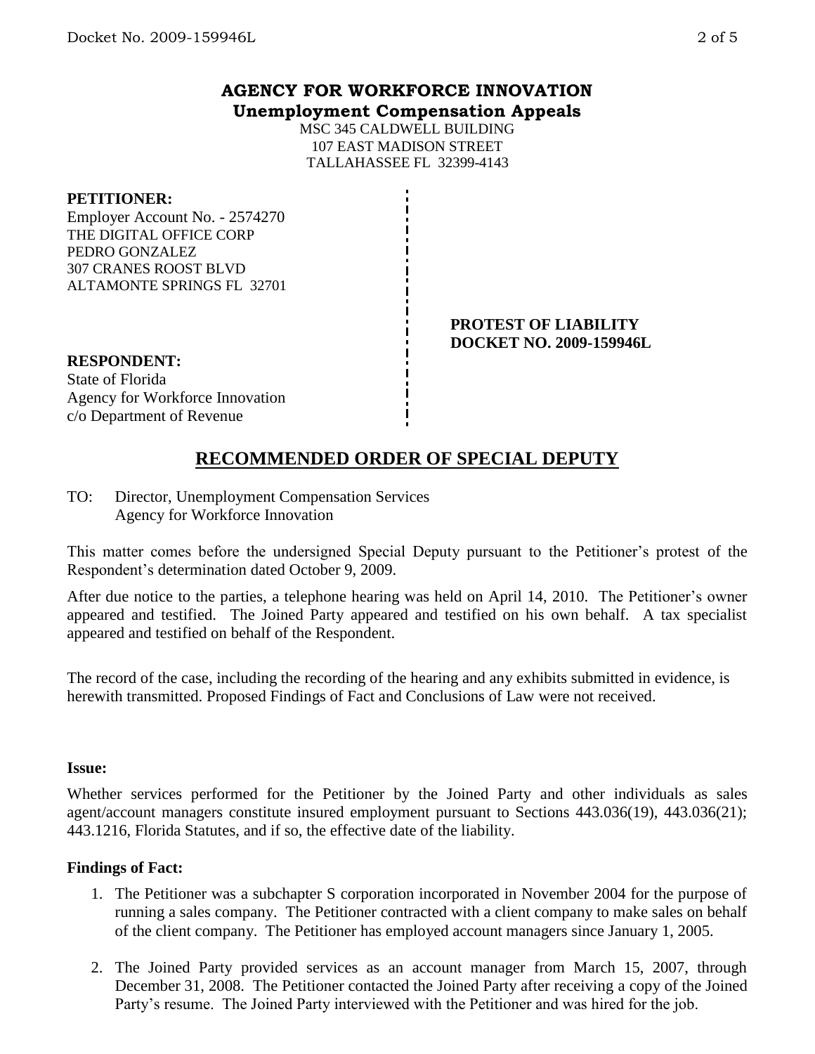## AGENCY FOR WORKFORCE INNOVATION
**Unemployment Compensation Appeals**

MSC 345 CALDWELL BUILDING
107 EAST MADISON STREET
TALLAHASSEE FL 32399-4143

**PETITIONER:**
Employer Account No. - 2574270
THE DIGITAL OFFICE CORP
PEDRO GONZALEZ
307 CRANES ROOST BLVD
ALTAMONTE SPRINGS FL 32701

**PROTEST OF LIABILITY**
**DOCKET NO. 2009-159946L**

**RESPONDENT:**
State of Florida
Agency for Workforce Innovation
c/o Department of Revenue

## RECOMMENDED ORDER OF SPECIAL DEPUTY

TO: Director, Unemployment Compensation Services
Agency for Workforce Innovation

This matter comes before the undersigned Special Deputy pursuant to the Petitioner's protest of the Respondent's determination dated October 9, 2009.

After due notice to the parties, a telephone hearing was held on April 14, 2010. The Petitioner's owner appeared and testified. The Joined Party appeared and testified on his own behalf. A tax specialist appeared and testified on behalf of the Respondent.

The record of the case, including the recording of the hearing and any exhibits submitted in evidence, is herewith transmitted. Proposed Findings of Fact and Conclusions of Law were not received.

**Issue:**

Whether services performed for the Petitioner by the Joined Party and other individuals as sales agent/account managers constitute insured employment pursuant to Sections 443.036(19), 443.036(21); 443.1216, Florida Statutes, and if so, the effective date of the liability.

**Findings of Fact:**

1. The Petitioner was a subchapter S corporation incorporated in November 2004 for the purpose of running a sales company. The Petitioner contracted with a client company to make sales on behalf of the client company. The Petitioner has employed account managers since January 1, 2005.

2. The Joined Party provided services as an account manager from March 15, 2007, through December 31, 2008. The Petitioner contacted the Joined Party after receiving a copy of the Joined Party's resume. The Joined Party interviewed with the Petitioner and was hired for the job.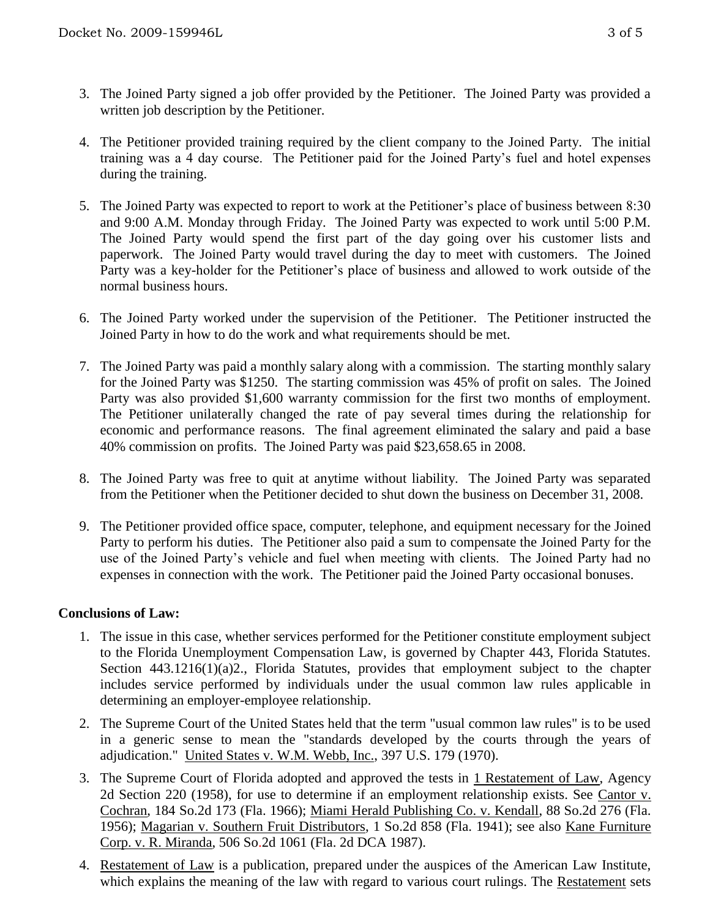3. The Joined Party signed a job offer provided by the Petitioner. The Joined Party was provided a written job description by the Petitioner.

4. The Petitioner provided training required by the client company to the Joined Party. The initial training was a 4 day course. The Petitioner paid for the Joined Party's fuel and hotel expenses during the training.

5. The Joined Party was expected to report to work at the Petitioner's place of business between 8:30 and 9:00 A.M. Monday through Friday. The Joined Party was expected to work until 5:00 P.M. The Joined Party would spend the first part of the day going over his customer lists and paperwork. The Joined Party would travel during the day to meet with customers. The Joined Party was a key-holder for the Petitioner's place of business and allowed to work outside of the normal business hours.

6. The Joined Party worked under the supervision of the Petitioner. The Petitioner instructed the Joined Party in how to do the work and what requirements should be met.

7. The Joined Party was paid a monthly salary along with a commission. The starting monthly salary for the Joined Party was $1250. The starting commission was 45% of profit on sales. The Joined Party was also provided $1,600 warranty commission for the first two months of employment. The Petitioner unilaterally changed the rate of pay several times during the relationship for economic and performance reasons. The final agreement eliminated the salary and paid a base 40% commission on profits. The Joined Party was paid $23,658.65 in 2008.

8. The Joined Party was free to quit at anytime without liability. The Joined Party was separated from the Petitioner when the Petitioner decided to shut down the business on December 31, 2008.

9. The Petitioner provided office space, computer, telephone, and equipment necessary for the Joined Party to perform his duties. The Petitioner also paid a sum to compensate the Joined Party for the use of the Joined Party's vehicle and fuel when meeting with clients. The Joined Party had no expenses in connection with the work. The Petitioner paid the Joined Party occasional bonuses.

**Conclusions of Law:**

1. The issue in this case, whether services performed for the Petitioner constitute employment subject to the Florida Unemployment Compensation Law, is governed by Chapter 443, Florida Statutes. Section 443.1216(1)(a)2., Florida Statutes, provides that employment subject to the chapter includes service performed by individuals under the usual common law rules applicable in determining an employer-employee relationship.

2. The Supreme Court of the United States held that the term "usual common law rules" is to be used in a generic sense to mean the "standards developed by the courts through the years of adjudication." United States v. W.M. Webb, Inc., 397 U.S. 179 (1970).

3. The Supreme Court of Florida adopted and approved the tests in 1 Restatement of Law, Agency 2d Section 220 (1958), for use to determine if an employment relationship exists. See Cantor v. Cochran, 184 So.2d 173 (Fla. 1966); Miami Herald Publishing Co. v. Kendall, 88 So.2d 276 (Fla. 1956); Magarian v. Southern Fruit Distributors, 1 So.2d 858 (Fla. 1941); see also Kane Furniture Corp. v. R. Miranda, 506 So.2d 1061 (Fla. 2d DCA 1987).

4. Restatement of Law is a publication, prepared under the auspices of the American Law Institute, which explains the meaning of the law with regard to various court rulings. The Restatement sets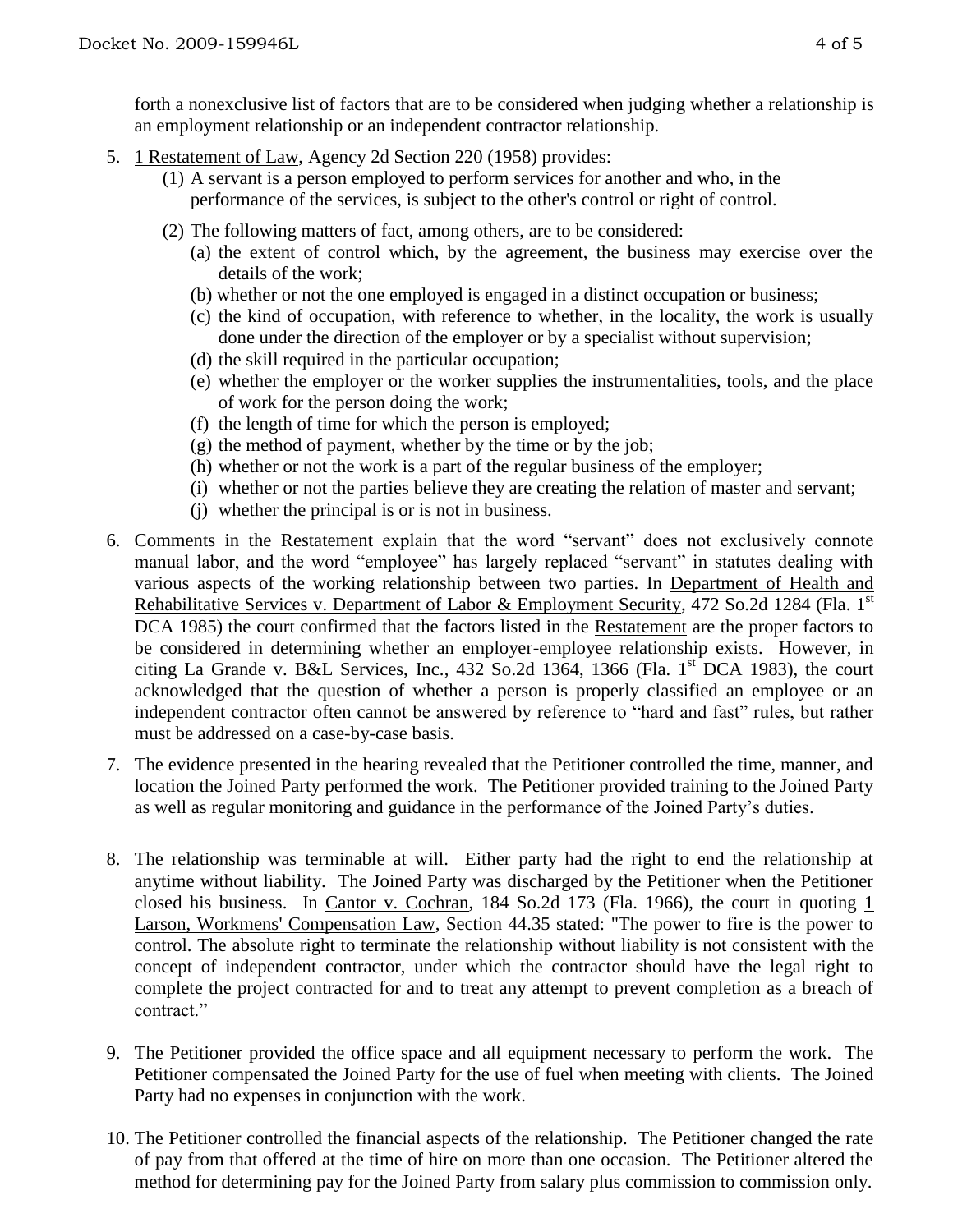forth a nonexclusive list of factors that are to be considered when judging whether a relationship is an employment relationship or an independent contractor relationship.

5. 1 Restatement of Law, Agency 2d Section 220 (1958) provides:
   (1) A servant is a person employed to perform services for another and who, in the performance of the services, is subject to the other's control or right of control.
   (2) The following matters of fact, among others, are to be considered:
      (a) the extent of control which, by the agreement, the business may exercise over the details of the work;
      (b) whether or not the one employed is engaged in a distinct occupation or business;
      (c) the kind of occupation, with reference to whether, in the locality, the work is usually done under the direction of the employer or by a specialist without supervision;
      (d) the skill required in the particular occupation;
      (e) whether the employer or the worker supplies the instrumentalities, tools, and the place of work for the person doing the work;
      (f) the length of time for which the person is employed;
      (g) the method of payment, whether by the time or by the job;
      (h) whether or not the work is a part of the regular business of the employer;
      (i) whether or not the parties believe they are creating the relation of master and servant;
      (j) whether the principal is or is not in business.

6. Comments in the Restatement explain that the word "servant" does not exclusively connote manual labor, and the word "employee" has largely replaced "servant" in statutes dealing with various aspects of the working relationship between two parties. In Department of Health and Rehabilitative Services v. Department of Labor & Employment Security, 472 So.2d 1284 (Fla. 1st DCA 1985) the court confirmed that the factors listed in the Restatement are the proper factors to be considered in determining whether an employer-employee relationship exists. However, in citing La Grande v. B&L Services, Inc., 432 So.2d 1364, 1366 (Fla. 1st DCA 1983), the court acknowledged that the question of whether a person is properly classified an employee or an independent contractor often cannot be answered by reference to "hard and fast" rules, but rather must be addressed on a case-by-case basis.

7. The evidence presented in the hearing revealed that the Petitioner controlled the time, manner, and location the Joined Party performed the work. The Petitioner provided training to the Joined Party as well as regular monitoring and guidance in the performance of the Joined Party's duties.

8. The relationship was terminable at will. Either party had the right to end the relationship at anytime without liability. The Joined Party was discharged by the Petitioner when the Petitioner closed his business. In Cantor v. Cochran, 184 So.2d 173 (Fla. 1966), the court in quoting 1 Larson, Workmens' Compensation Law, Section 44.35 stated: "The power to fire is the power to control. The absolute right to terminate the relationship without liability is not consistent with the concept of independent contractor, under which the contractor should have the legal right to complete the project contracted for and to treat any attempt to prevent completion as a breach of contract."

9. The Petitioner provided the office space and all equipment necessary to perform the work. The Petitioner compensated the Joined Party for the use of fuel when meeting with clients. The Joined Party had no expenses in conjunction with the work.

10. The Petitioner controlled the financial aspects of the relationship. The Petitioner changed the rate of pay from that offered at the time of hire on more than one occasion. The Petitioner altered the method for determining pay for the Joined Party from salary plus commission to commission only.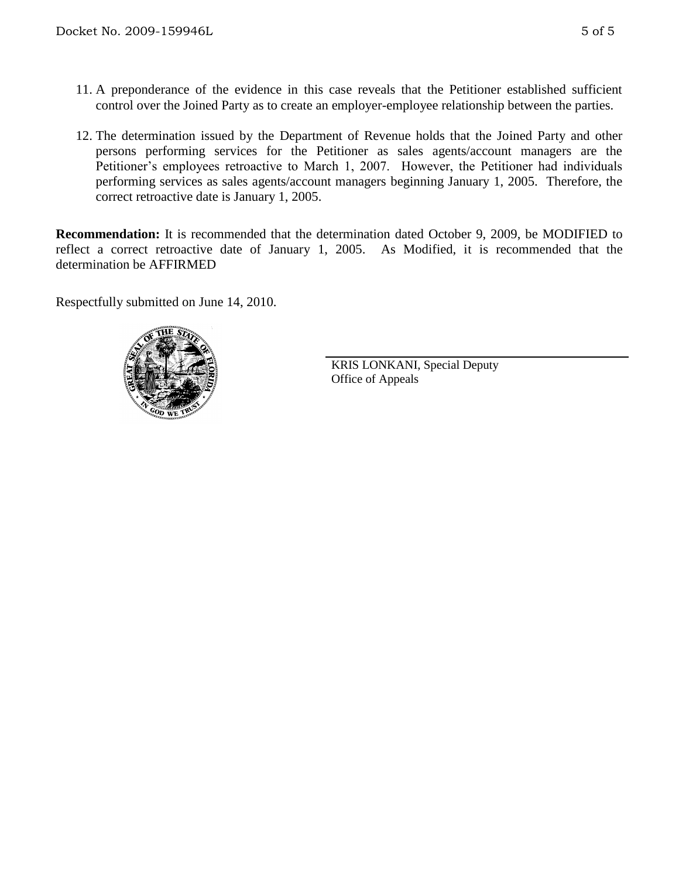11. A preponderance of the evidence in this case reveals that the Petitioner established sufficient control over the Joined Party as to create an employer-employee relationship between the parties.

12. The determination issued by the Department of Revenue holds that the Joined Party and other persons performing services for the Petitioner as sales agents/account managers are the Petitioner's employees retroactive to March 1, 2007. However, the Petitioner had individuals performing services as sales agents/account managers beginning January 1, 2005. Therefore, the correct retroactive date is January 1, 2005.

**Recommendation:** It is recommended that the determination dated October 9, 2009, be MODIFIED to reflect a correct retroactive date of January 1, 2005. As Modified, it is recommended that the determination be AFFIRMED

Respectfully submitted on June 14, 2010.

KRIS LONKANI, Special Deputy
Office of Appeals